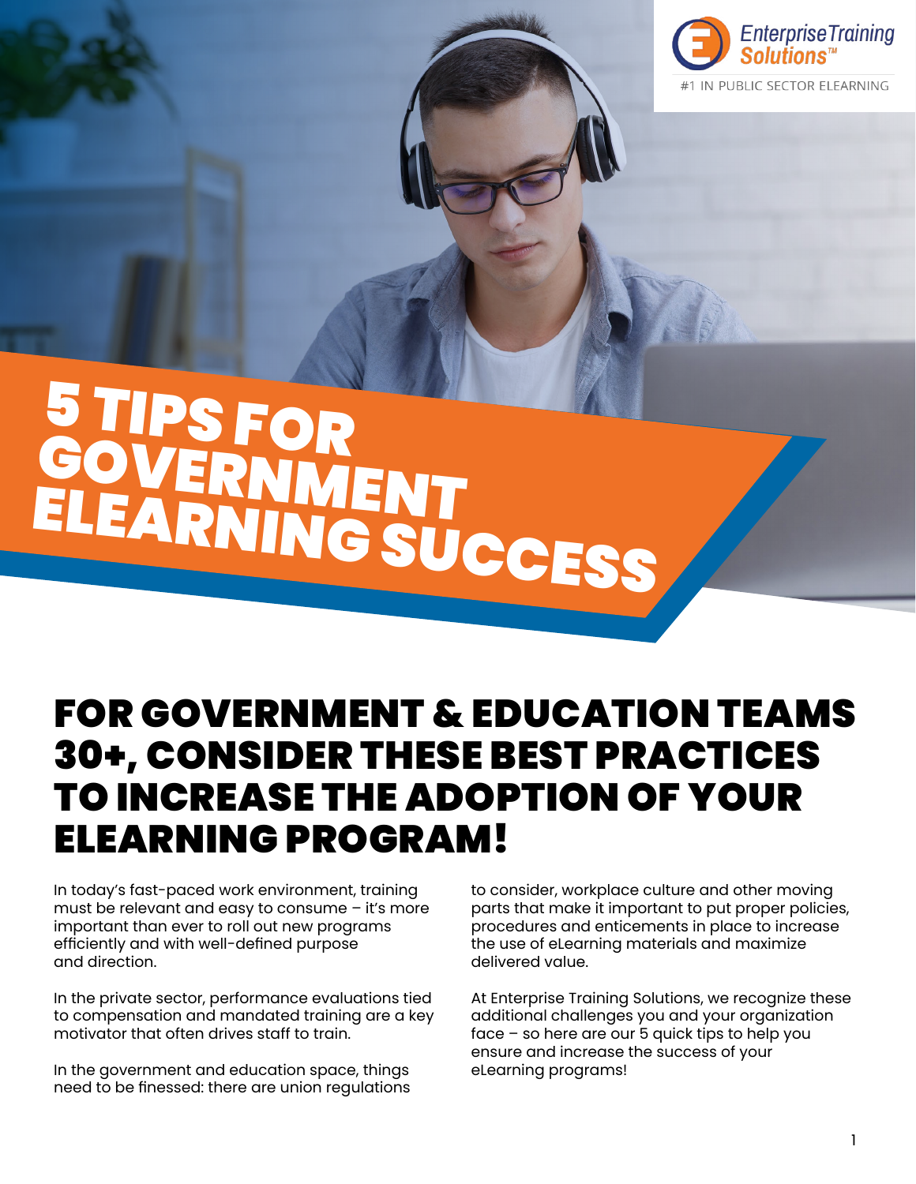Enterprise Training Solutions™

#1 IN PUBLIC SECTOR ELEARNING

# 5 TIPS FOR GOVERNMENT ELEARNING SUCCESS

## FOR GOVERNMENT & EDUCATION TEAMS 30+, CONSIDER THESE BEST PRACTICES TO INCREASE THE ADOPTION OF YOUR ELEARNING PROGRAM!

In today's fast-paced work environment, training must be relevant and easy to consume – it's more important than ever to roll out new programs efficiently and with well-defined purpose and direction.

In the private sector, performance evaluations tied to compensation and mandated training are a key motivator that often drives staff to train.

In the government and education space, things need to be finessed: there are union regulations to consider, workplace culture and other moving parts that make it important to put proper policies, procedures and enticements in place to increase the use of eLearning materials and maximize delivered value.

At Enterprise Training Solutions, we recognize these additional challenges you and your organization face – so here are our 5 quick tips to help you ensure and increase the success of your eLearning programs!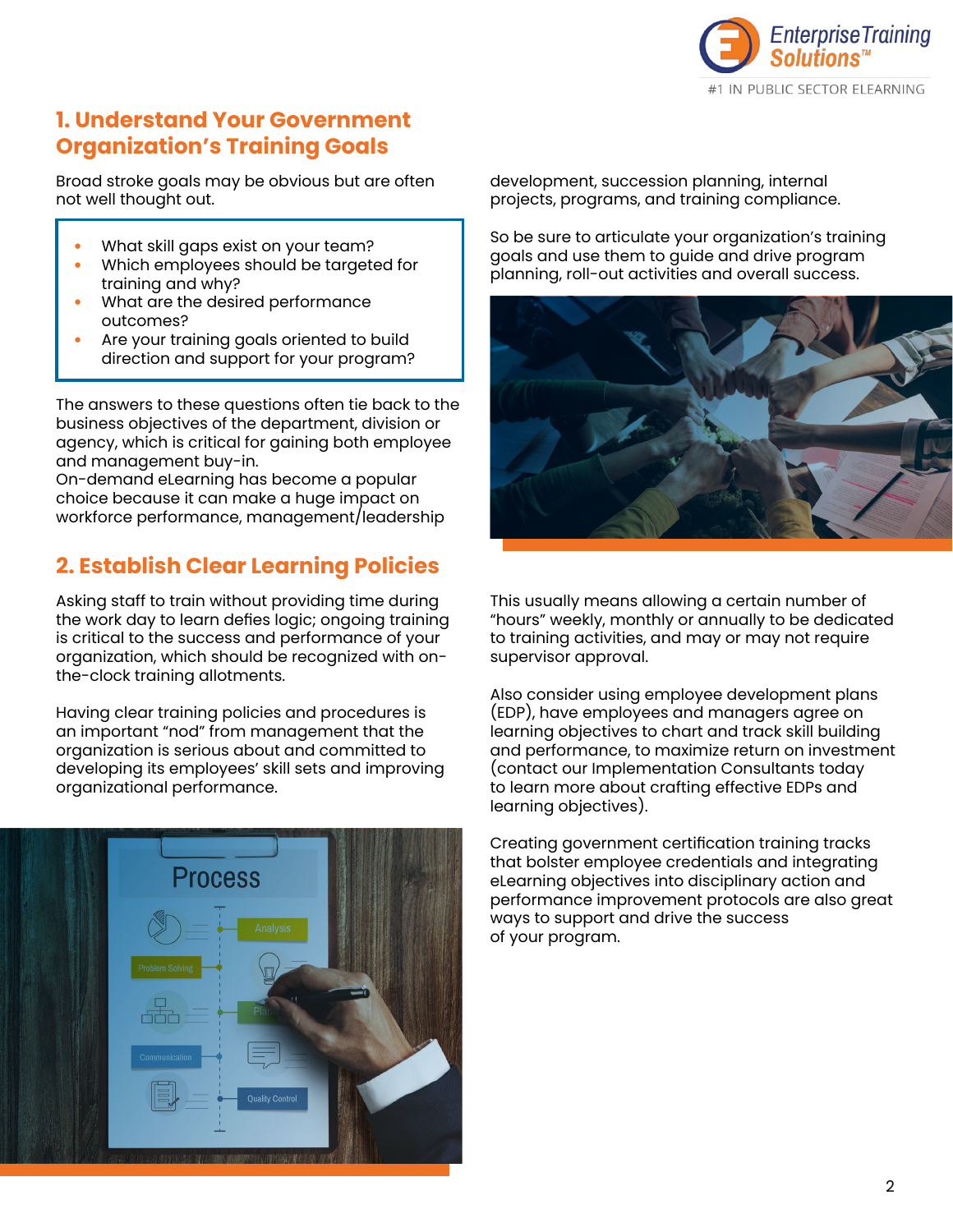## 1. Understand Your Government Organization's Training Goals

Broad stroke goals may be obvious but are often not well thought out.

- What skill gaps exist on your team?
- Which employees should be targeted for training and why?
- What are the desired performance outcomes?
- Are your training goals oriented to build direction and support for your program?

The answers to these questions often tie back to the business objectives of the department, division or agency, which is critical for gaining both employee and management buy-in.
On-demand eLearning has become a popular choice because it can make a huge impact on workforce performance, management/leadership development, succession planning, internal projects, programs, and training compliance.

So be sure to articulate your organization's training goals and use them to guide and drive program planning, roll-out activities and overall success.

## 2. Establish Clear Learning Policies

Asking staff to train without providing time during the work day to learn defies logic; ongoing training is critical to the success and performance of your organization, which should be recognized with on-the-clock training allotments.

Having clear training policies and procedures is an important "nod" from management that the organization is serious about and committed to developing its employees' skill sets and improving organizational performance.

This usually means allowing a certain number of "hours" weekly, monthly or annually to be dedicated to training activities, and may or may not require supervisor approval.

Also consider using employee development plans (EDP), have employees and managers agree on learning objectives to chart and track skill building and performance, to maximize return on investment (contact our Implementation Consultants today to learn more about crafting effective EDPs and learning objectives).

Creating government certification training tracks that bolster employee credentials and integrating eLearning objectives into disciplinary action and performance improvement protocols are also great ways to support and drive the success of your program.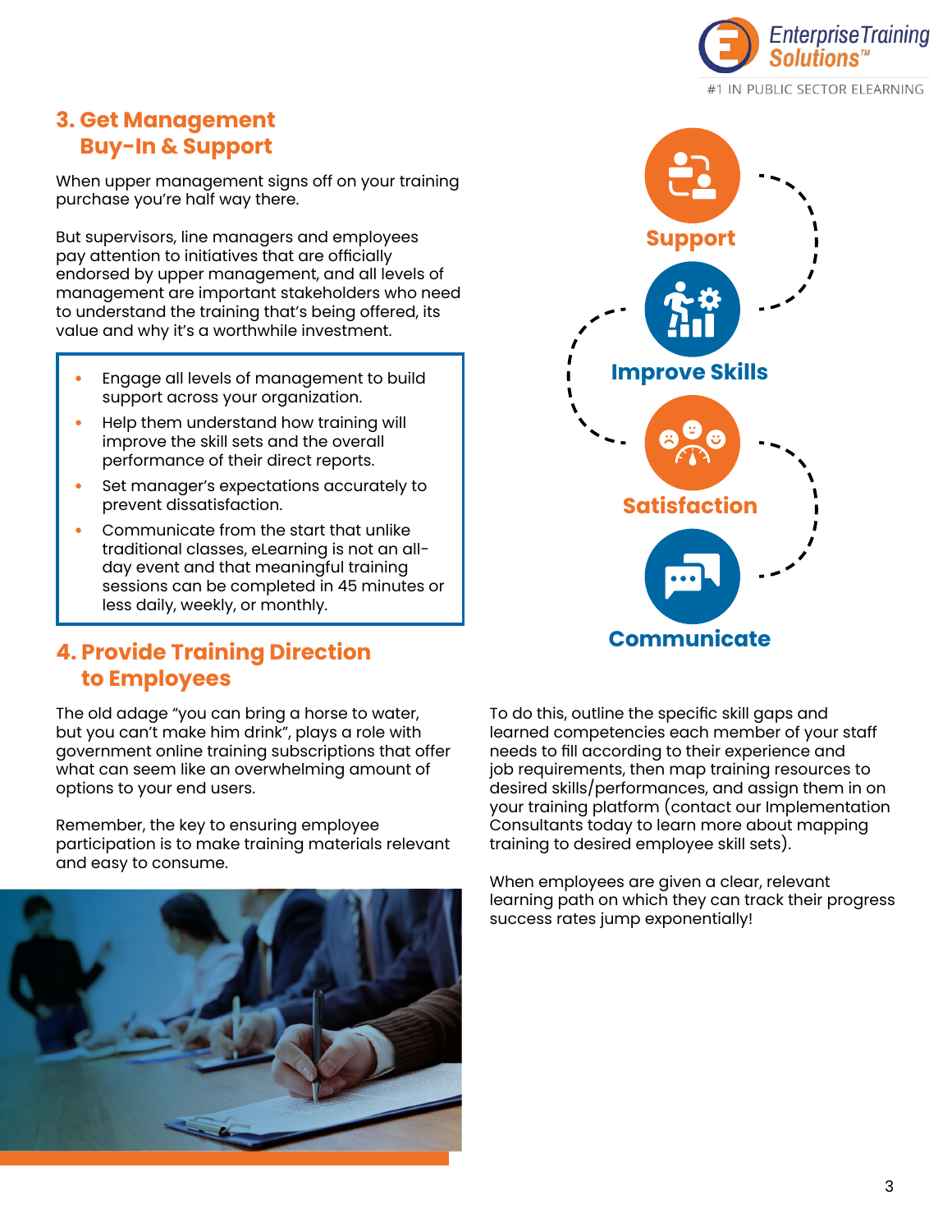## 3. Get Management Buy-In & Support

When upper management signs off on your training purchase you're half way there.

But supervisors, line managers and employees pay attention to initiatives that are officially endorsed by upper management, and all levels of management are important stakeholders who need to understand the training that's being offered, its value and why it's a worthwhile investment.

- Engage all levels of management to build support across your organization.
- Help them understand how training will improve the skill sets and the overall performance of their direct reports.
- Set manager's expectations accurately to prevent dissatisfaction.
- Communicate from the start that unlike traditional classes, eLearning is not an all-day event and that meaningful training sessions can be completed in 45 minutes or less daily, weekly, or monthly.

Support

Improve Skills

Satisfaction

Communicate

## 4. Provide Training Direction to Employees

The old adage "you can bring a horse to water, but you can't make him drink", plays a role with government online training subscriptions that offer what can seem like an overwhelming amount of options to your end users.

Remember, the key to ensuring employee participation is to make training materials relevant and easy to consume.

To do this, outline the specific skill gaps and learned competencies each member of your staff needs to fill according to their experience and job requirements, then map training resources to desired skills/performances, and assign them in on your training platform (contact our Implementation Consultants today to learn more about mapping training to desired employee skill sets).

When employees are given a clear, relevant learning path on which they can track their progress success rates jump exponentially!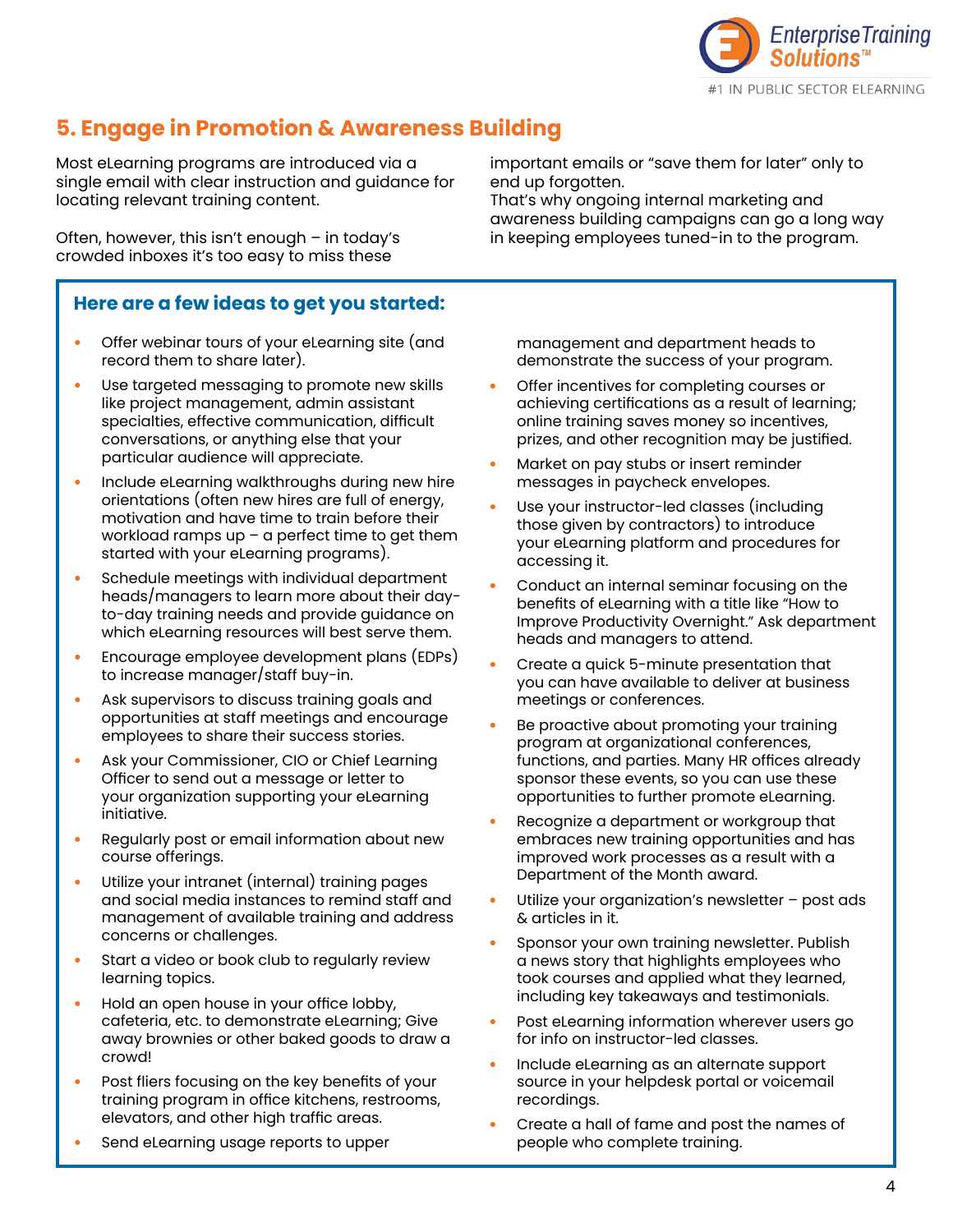## 5. Engage in Promotion & Awareness Building

Most eLearning programs are introduced via a single email with clear instruction and guidance for locating relevant training content.

Often, however, this isn't enough – in today's crowded inboxes it's too easy to miss these important emails or "save them for later" only to end up forgotten.
That's why ongoing internal marketing and awareness building campaigns can go a long way in keeping employees tuned-in to the program.

### Here are a few ideas to get you started:

- Offer webinar tours of your eLearning site (and record them to share later).
- Use targeted messaging to promote new skills like project management, admin assistant specialties, effective communication, difficult conversations, or anything else that your particular audience will appreciate.
- Include eLearning walkthroughs during new hire orientations (often new hires are full of energy, motivation and have time to train before their workload ramps up – a perfect time to get them started with your eLearning programs).
- Schedule meetings with individual department heads/managers to learn more about their day-to-day training needs and provide guidance on which eLearning resources will best serve them.
- Encourage employee development plans (EDPs) to increase manager/staff buy-in.
- Ask supervisors to discuss training goals and opportunities at staff meetings and encourage employees to share their success stories.
- Ask your Commissioner, CIO or Chief Learning Officer to send out a message or letter to your organization supporting your eLearning initiative.
- Regularly post or email information about new course offerings.
- Utilize your intranet (internal) training pages and social media instances to remind staff and management of available training and address concerns or challenges.
- Start a video or book club to regularly review learning topics.
- Hold an open house in your office lobby, cafeteria, etc. to demonstrate eLearning; Give away brownies or other baked goods to draw a crowd!
- Post fliers focusing on the key benefits of your training program in office kitchens, restrooms, elevators, and other high traffic areas.
- Send eLearning usage reports to upper management and department heads to demonstrate the success of your program.
- Offer incentives for completing courses or achieving certifications as a result of learning; online training saves money so incentives, prizes, and other recognition may be justified.
- Market on pay stubs or insert reminder messages in paycheck envelopes.
- Use your instructor-led classes (including those given by contractors) to introduce your eLearning platform and procedures for accessing it.
- Conduct an internal seminar focusing on the benefits of eLearning with a title like "How to Improve Productivity Overnight." Ask department heads and managers to attend.
- Create a quick 5-minute presentation that you can have available to deliver at business meetings or conferences.
- Be proactive about promoting your training program at organizational conferences, functions, and parties. Many HR offices already sponsor these events, so you can use these opportunities to further promote eLearning.
- Recognize a department or workgroup that embraces new training opportunities and has improved work processes as a result with a Department of the Month award.
- Utilize your organization's newsletter – post ads & articles in it.
- Sponsor your own training newsletter. Publish a news story that highlights employees who took courses and applied what they learned, including key takeaways and testimonials.
- Post eLearning information wherever users go for info on instructor-led classes.
- Include eLearning as an alternate support source in your helpdesk portal or voicemail recordings.
- Create a hall of fame and post the names of people who complete training.